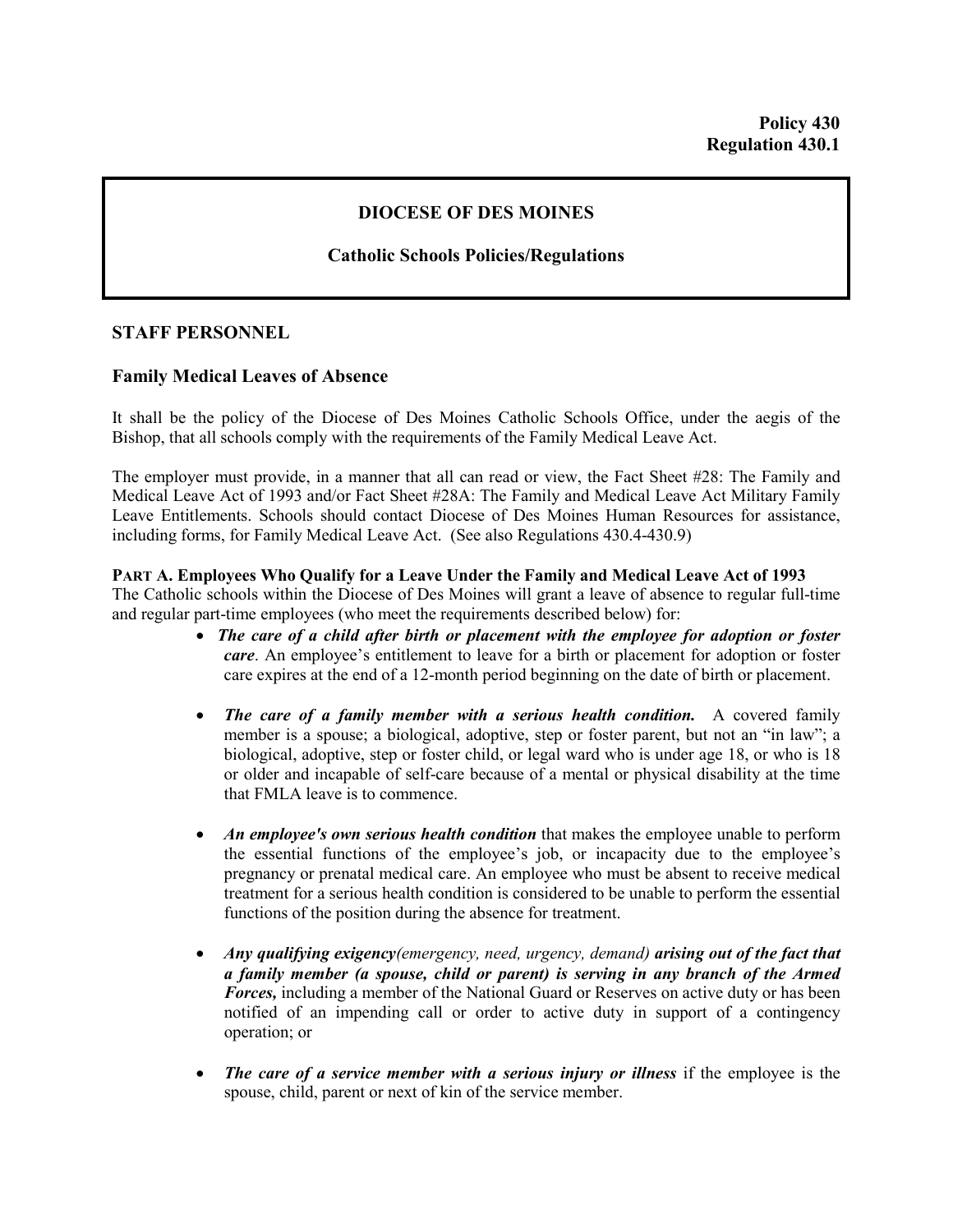**Policy 430**
**Regulation 430.1**

# DIOCESE OF DES MOINES

## Catholic Schools Policies/Regulations

### STAFF PERSONNEL

### Family Medical Leaves of Absence

It shall be the policy of the Diocese of Des Moines Catholic Schools Office, under the aegis of the Bishop, that all schools comply with the requirements of the Family Medical Leave Act.

The employer must provide, in a manner that all can read or view, the Fact Sheet #28: The Family and Medical Leave Act of 1993 and/or Fact Sheet #28A: The Family and Medical Leave Act Military Family Leave Entitlements. Schools should contact Diocese of Des Moines Human Resources for assistance, including forms, for Family Medical Leave Act. (See also Regulations 430.4-430.9)

**PART A. Employees Who Qualify for a Leave Under the Family and Medical Leave Act of 1993**
The Catholic schools within the Diocese of Des Moines will grant a leave of absence to regular full-time and regular part-time employees (who meet the requirements described below) for:

- ***The care of a child after birth or placement with the employee for adoption or foster care***. An employee's entitlement to leave for a birth or placement for adoption or foster care expires at the end of a 12-month period beginning on the date of birth or placement.

- ***The care of a family member with a serious health condition.*** A covered family member is a spouse; a biological, adoptive, step or foster parent, but not an "in law"; a biological, adoptive, step or foster child, or legal ward who is under age 18, or who is 18 or older and incapable of self-care because of a mental or physical disability at the time that FMLA leave is to commence.

- ***An employee's own serious health condition*** that makes the employee unable to perform the essential functions of the employee's job, or incapacity due to the employee's pregnancy or prenatal medical care. An employee who must be absent to receive medical treatment for a serious health condition is considered to be unable to perform the essential functions of the position during the absence for treatment.

- ***Any qualifying exigency****(emergency, need, urgency, demand)* ***arising out of the fact that a family member (a spouse, child or parent) is serving in any branch of the Armed Forces,*** including a member of the National Guard or Reserves on active duty or has been notified of an impending call or order to active duty in support of a contingency operation; or

- ***The care of a service member with a serious injury or illness*** if the employee is the spouse, child, parent or next of kin of the service member.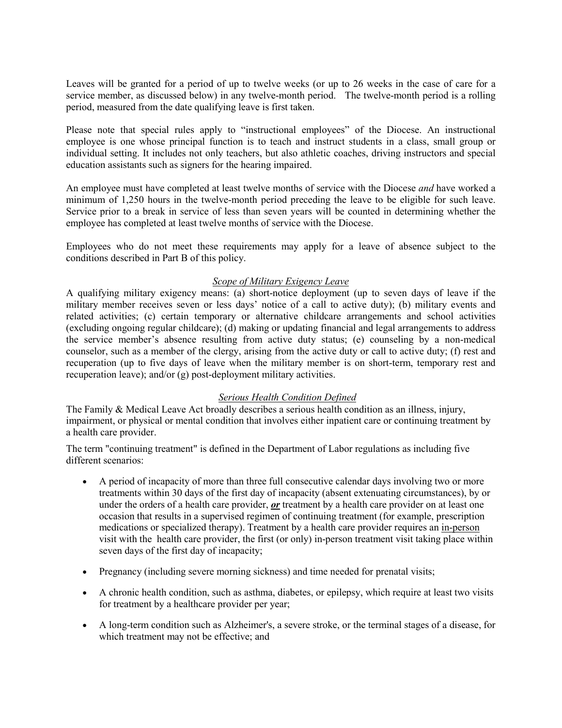Leaves will be granted for a period of up to twelve weeks (or up to 26 weeks in the case of care for a service member, as discussed below) in any twelve-month period. The twelve-month period is a rolling period, measured from the date qualifying leave is first taken.

Please note that special rules apply to "instructional employees" of the Diocese. An instructional employee is one whose principal function is to teach and instruct students in a class, small group or individual setting. It includes not only teachers, but also athletic coaches, driving instructors and special education assistants such as signers for the hearing impaired.

An employee must have completed at least twelve months of service with the Diocese *and* have worked a minimum of 1,250 hours in the twelve-month period preceding the leave to be eligible for such leave. Service prior to a break in service of less than seven years will be counted in determining whether the employee has completed at least twelve months of service with the Diocese.

Employees who do not meet these requirements may apply for a leave of absence subject to the conditions described in Part B of this policy.

<u>*Scope of Military Exigency Leave*</u>

A qualifying military exigency means: (a) short-notice deployment (up to seven days of leave if the military member receives seven or less days' notice of a call to active duty); (b) military events and related activities; (c) certain temporary or alternative childcare arrangements and school activities (excluding ongoing regular childcare); (d) making or updating financial and legal arrangements to address the service member's absence resulting from active duty status; (e) counseling by a non-medical counselor, such as a member of the clergy, arising from the active duty or call to active duty; (f) rest and recuperation (up to five days of leave when the military member is on short-term, temporary rest and recuperation leave); and/or (g) post-deployment military activities.

<u>*Serious Health Condition Defined*</u>

The Family & Medical Leave Act broadly describes a serious health condition as an illness, injury, impairment, or physical or mental condition that involves either inpatient care or continuing treatment by a health care provider.

The term "continuing treatment" is defined in the Department of Labor regulations as including five different scenarios:

- A period of incapacity of more than three full consecutive calendar days involving two or more treatments within 30 days of the first day of incapacity (absent extenuating circumstances), by or under the orders of a health care provider, ***<u>or</u>*** treatment by a health care provider on at least one occasion that results in a supervised regimen of continuing treatment (for example, prescription medications or specialized therapy). Treatment by a health care provider requires an <u>in-person</u> visit with the health care provider, the first (or only) in-person treatment visit taking place within seven days of the first day of incapacity;

- Pregnancy (including severe morning sickness) and time needed for prenatal visits;

- A chronic health condition, such as asthma, diabetes, or epilepsy, which require at least two visits for treatment by a healthcare provider per year;

- A long-term condition such as Alzheimer's, a severe stroke, or the terminal stages of a disease, for which treatment may not be effective; and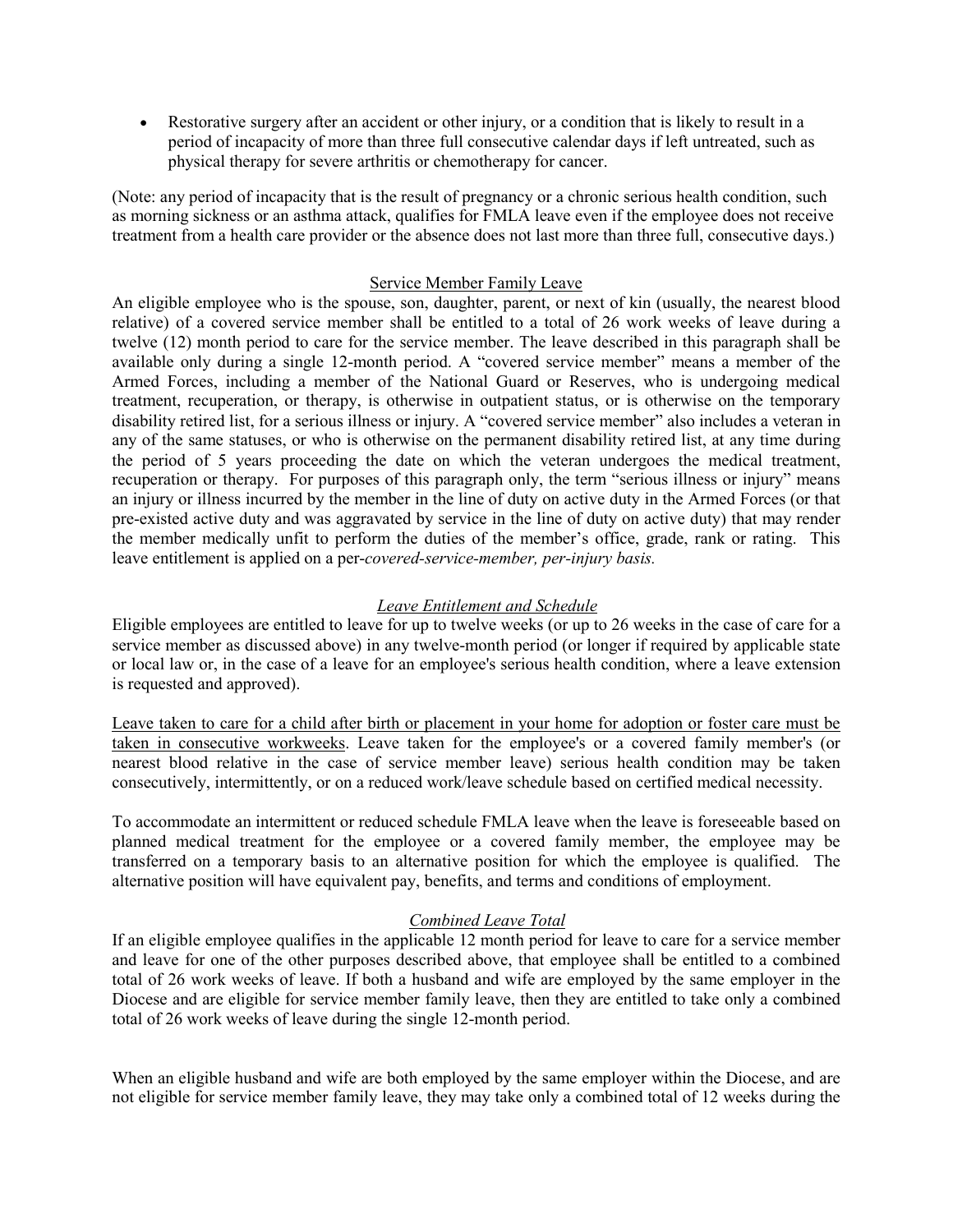- Restorative surgery after an accident or other injury, or a condition that is likely to result in a period of incapacity of more than three full consecutive calendar days if left untreated, such as physical therapy for severe arthritis or chemotherapy for cancer.

(Note: any period of incapacity that is the result of pregnancy or a chronic serious health condition, such as morning sickness or an asthma attack, qualifies for FMLA leave even if the employee does not receive treatment from a health care provider or the absence does not last more than three full, consecutive days.)

<u>Service Member Family Leave</u>

An eligible employee who is the spouse, son, daughter, parent, or next of kin (usually, the nearest blood relative) of a covered service member shall be entitled to a total of 26 work weeks of leave during a twelve (12) month period to care for the service member. The leave described in this paragraph shall be available only during a single 12-month period. A "covered service member" means a member of the Armed Forces, including a member of the National Guard or Reserves, who is undergoing medical treatment, recuperation, or therapy, is otherwise in outpatient status, or is otherwise on the temporary disability retired list, for a serious illness or injury. A "covered service member" also includes a veteran in any of the same statuses, or who is otherwise on the permanent disability retired list, at any time during the period of 5 years proceeding the date on which the veteran undergoes the medical treatment, recuperation or therapy. For purposes of this paragraph only, the term "serious illness or injury" means an injury or illness incurred by the member in the line of duty on active duty in the Armed Forces (or that pre-existed active duty and was aggravated by service in the line of duty on active duty) that may render the member medically unfit to perform the duties of the member's office, grade, rank or rating. This leave entitlement is applied on a per-*covered-service-member, per-injury basis.*

<u>*Leave Entitlement and Schedule*</u>

Eligible employees are entitled to leave for up to twelve weeks (or up to 26 weeks in the case of care for a service member as discussed above) in any twelve-month period (or longer if required by applicable state or local law or, in the case of a leave for an employee's serious health condition, where a leave extension is requested and approved).

<u>Leave taken to care for a child after birth or placement in your home for adoption or foster care must be taken in consecutive workweeks</u>. Leave taken for the employee's or a covered family member's (or nearest blood relative in the case of service member leave) serious health condition may be taken consecutively, intermittently, or on a reduced work/leave schedule based on certified medical necessity.

To accommodate an intermittent or reduced schedule FMLA leave when the leave is foreseeable based on planned medical treatment for the employee or a covered family member, the employee may be transferred on a temporary basis to an alternative position for which the employee is qualified. The alternative position will have equivalent pay, benefits, and terms and conditions of employment.

<u>*Combined Leave Total*</u>

If an eligible employee qualifies in the applicable 12 month period for leave to care for a service member and leave for one of the other purposes described above, that employee shall be entitled to a combined total of 26 work weeks of leave. If both a husband and wife are employed by the same employer in the Diocese and are eligible for service member family leave, then they are entitled to take only a combined total of 26 work weeks of leave during the single 12-month period.

When an eligible husband and wife are both employed by the same employer within the Diocese, and are not eligible for service member family leave, they may take only a combined total of 12 weeks during the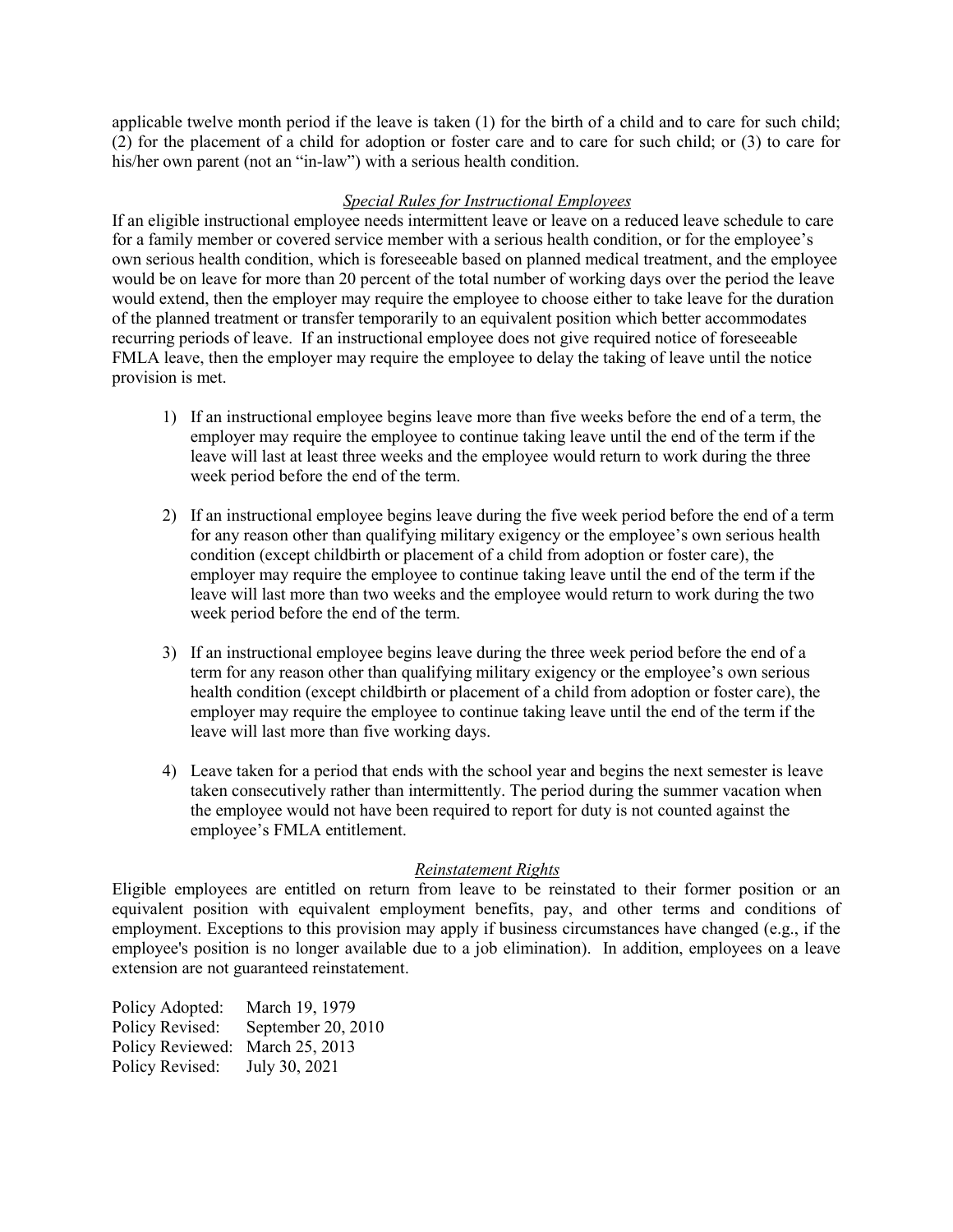applicable twelve month period if the leave is taken (1) for the birth of a child and to care for such child; (2) for the placement of a child for adoption or foster care and to care for such child; or (3) to care for his/her own parent (not an "in-law") with a serious health condition.

### *Special Rules for Instructional Employees*

If an eligible instructional employee needs intermittent leave or leave on a reduced leave schedule to care for a family member or covered service member with a serious health condition, or for the employee's own serious health condition, which is foreseeable based on planned medical treatment, and the employee would be on leave for more than 20 percent of the total number of working days over the period the leave would extend, then the employer may require the employee to choose either to take leave for the duration of the planned treatment or transfer temporarily to an equivalent position which better accommodates recurring periods of leave. If an instructional employee does not give required notice of foreseeable FMLA leave, then the employer may require the employee to delay the taking of leave until the notice provision is met.

1) If an instructional employee begins leave more than five weeks before the end of a term, the employer may require the employee to continue taking leave until the end of the term if the leave will last at least three weeks and the employee would return to work during the three week period before the end of the term.

2) If an instructional employee begins leave during the five week period before the end of a term for any reason other than qualifying military exigency or the employee's own serious health condition (except childbirth or placement of a child from adoption or foster care), the employer may require the employee to continue taking leave until the end of the term if the leave will last more than two weeks and the employee would return to work during the two week period before the end of the term.

3) If an instructional employee begins leave during the three week period before the end of a term for any reason other than qualifying military exigency or the employee's own serious health condition (except childbirth or placement of a child from adoption or foster care), the employer may require the employee to continue taking leave until the end of the term if the leave will last more than five working days.

4) Leave taken for a period that ends with the school year and begins the next semester is leave taken consecutively rather than intermittently. The period during the summer vacation when the employee would not have been required to report for duty is not counted against the employee's FMLA entitlement.

### *Reinstatement Rights*

Eligible employees are entitled on return from leave to be reinstated to their former position or an equivalent position with equivalent employment benefits, pay, and other terms and conditions of employment. Exceptions to this provision may apply if business circumstances have changed (e.g., if the employee's position is no longer available due to a job elimination). In addition, employees on a leave extension are not guaranteed reinstatement.

Policy Adopted: March 19, 1979
Policy Revised: September 20, 2010
Policy Reviewed: March 25, 2013
Policy Revised: July 30, 2021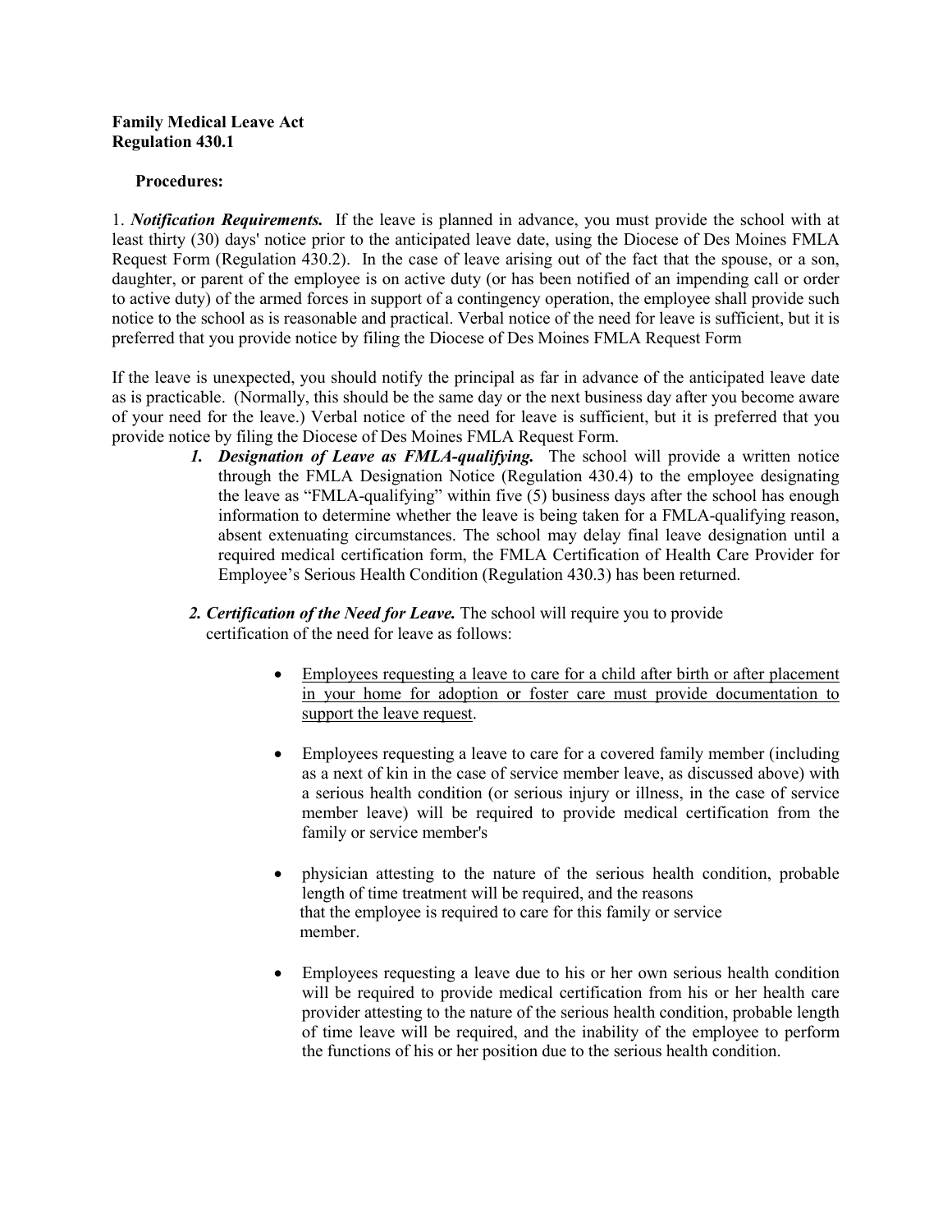**Family Medical Leave Act**
**Regulation 430.1**

**Procedures:**

1. ***Notification Requirements.*** If the leave is planned in advance, you must provide the school with at least thirty (30) days' notice prior to the anticipated leave date, using the Diocese of Des Moines FMLA Request Form (Regulation 430.2). In the case of leave arising out of the fact that the spouse, or a son, daughter, or parent of the employee is on active duty (or has been notified of an impending call or order to active duty) of the armed forces in support of a contingency operation, the employee shall provide such notice to the school as is reasonable and practical. Verbal notice of the need for leave is sufficient, but it is preferred that you provide notice by filing the Diocese of Des Moines FMLA Request Form

If the leave is unexpected, you should notify the principal as far in advance of the anticipated leave date as is practicable. (Normally, this should be the same day or the next business day after you become aware of your need for the leave.) Verbal notice of the need for leave is sufficient, but it is preferred that you provide notice by filing the Diocese of Des Moines FMLA Request Form.

1. ***Designation of Leave as FMLA-qualifying.*** The school will provide a written notice through the FMLA Designation Notice (Regulation 430.4) to the employee designating the leave as "FMLA-qualifying" within five (5) business days after the school has enough information to determine whether the leave is being taken for a FMLA-qualifying reason, absent extenuating circumstances. The school may delay final leave designation until a required medical certification form, the FMLA Certification of Health Care Provider for Employee's Serious Health Condition (Regulation 430.3) has been returned.

2. ***Certification of the Need for Leave.*** The school will require you to provide certification of the need for leave as follows:

- Employees requesting a leave to care for a child after birth or after placement in your home for adoption or foster care must provide documentation to support the leave request.

- Employees requesting a leave to care for a covered family member (including as a next of kin in the case of service member leave, as discussed above) with a serious health condition (or serious injury or illness, in the case of service member leave) will be required to provide medical certification from the family or service member's

- physician attesting to the nature of the serious health condition, probable length of time treatment will be required, and the reasons that the employee is required to care for this family or service member.

- Employees requesting a leave due to his or her own serious health condition will be required to provide medical certification from his or her health care provider attesting to the nature of the serious health condition, probable length of time leave will be required, and the inability of the employee to perform the functions of his or her position due to the serious health condition.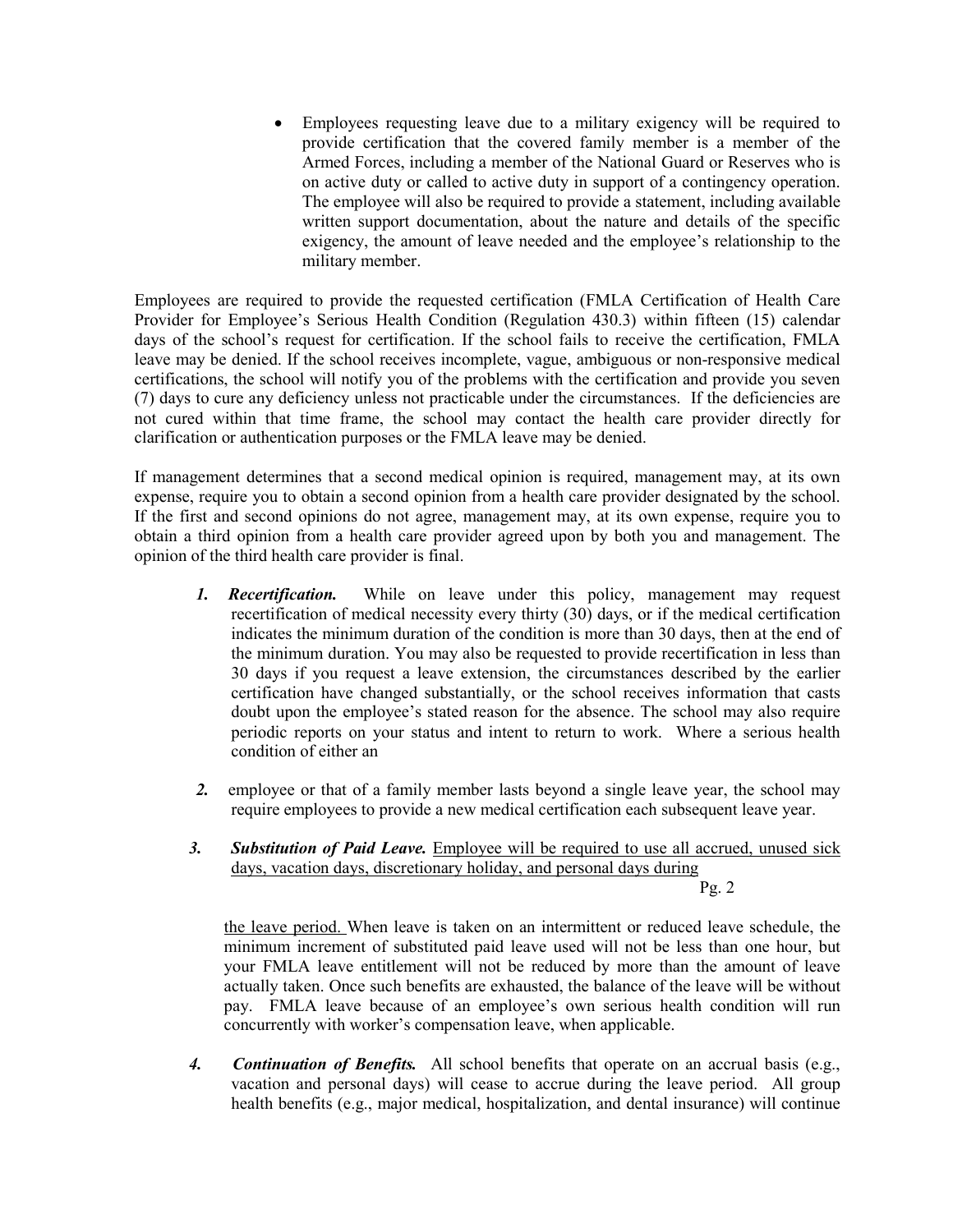- Employees requesting leave due to a military exigency will be required to provide certification that the covered family member is a member of the Armed Forces, including a member of the National Guard or Reserves who is on active duty or called to active duty in support of a contingency operation. The employee will also be required to provide a statement, including available written support documentation, about the nature and details of the specific exigency, the amount of leave needed and the employee's relationship to the military member.

Employees are required to provide the requested certification (FMLA Certification of Health Care Provider for Employee's Serious Health Condition (Regulation 430.3) within fifteen (15) calendar days of the school's request for certification. If the school fails to receive the certification, FMLA leave may be denied. If the school receives incomplete, vague, ambiguous or non-responsive medical certifications, the school will notify you of the problems with the certification and provide you seven (7) days to cure any deficiency unless not practicable under the circumstances. If the deficiencies are not cured within that time frame, the school may contact the health care provider directly for clarification or authentication purposes or the FMLA leave may be denied.

If management determines that a second medical opinion is required, management may, at its own expense, require you to obtain a second opinion from a health care provider designated by the school. If the first and second opinions do not agree, management may, at its own expense, require you to obtain a third opinion from a health care provider agreed upon by both you and management. The opinion of the third health care provider is final.

1. ***Recertification.*** While on leave under this policy, management may request recertification of medical necessity every thirty (30) days, or if the medical certification indicates the minimum duration of the condition is more than 30 days, then at the end of the minimum duration. You may also be requested to provide recertification in less than 30 days if you request a leave extension, the circumstances described by the earlier certification have changed substantially, or the school receives information that casts doubt upon the employee's stated reason for the absence. The school may also require periodic reports on your status and intent to return to work. Where a serious health condition of either an

2. employee or that of a family member lasts beyond a single leave year, the school may require employees to provide a new medical certification each subsequent leave year.

3. ***Substitution of Paid Leave.*** <u>Employee will be required to use all accrued, unused sick days, vacation days, discretionary holiday, and personal days during</u>

<u>the leave period.</u> When leave is taken on an intermittent or reduced leave schedule, the minimum increment of substituted paid leave used will not be less than one hour, but your FMLA leave entitlement will not be reduced by more than the amount of leave actually taken. Once such benefits are exhausted, the balance of the leave will be without pay. FMLA leave because of an employee's own serious health condition will run concurrently with worker's compensation leave, when applicable.

4. ***Continuation of Benefits.*** All school benefits that operate on an accrual basis (e.g., vacation and personal days) will cease to accrue during the leave period. All group health benefits (e.g., major medical, hospitalization, and dental insurance) will continue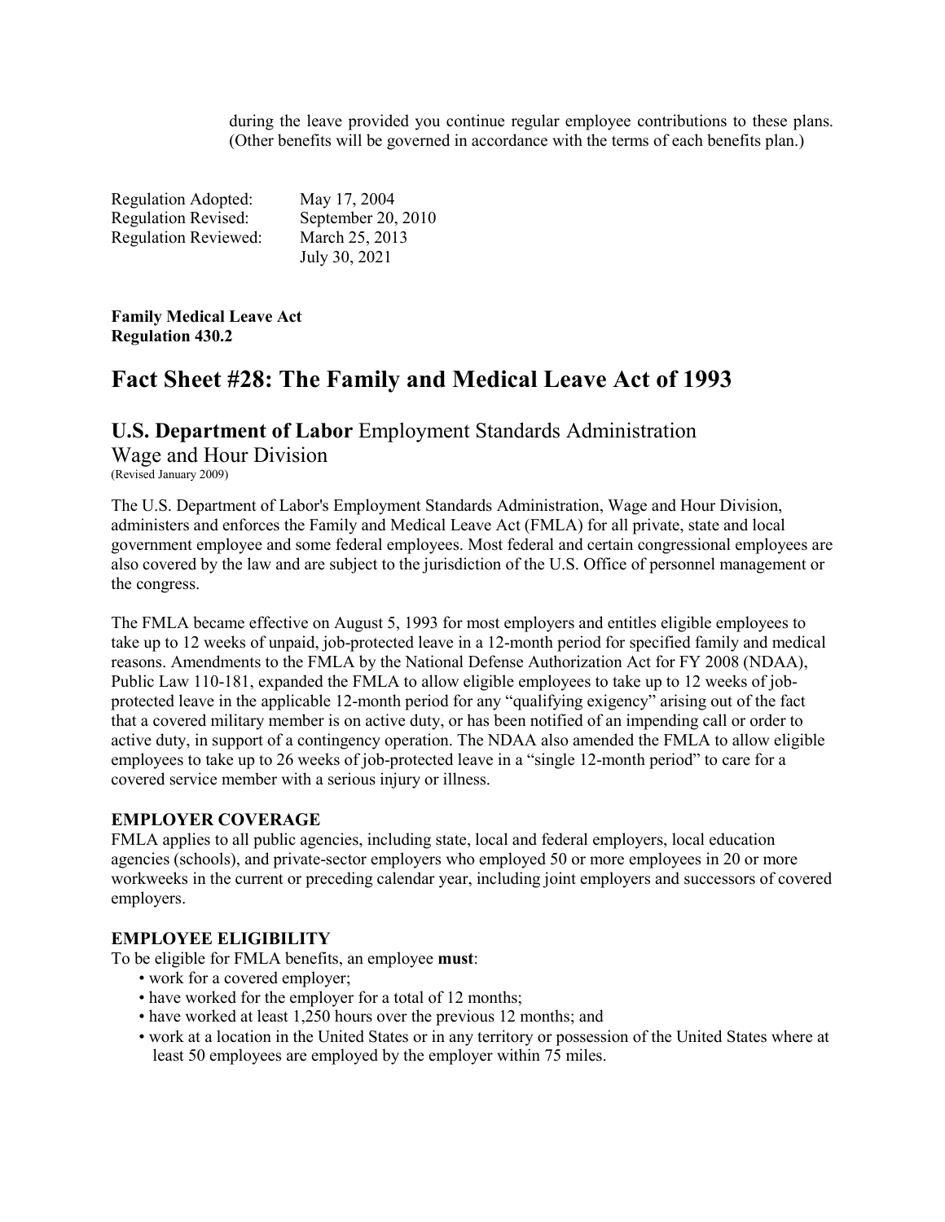during the leave provided you continue regular employee contributions to these plans. (Other benefits will be governed in accordance with the terms of each benefits plan.)

| | |
|---|---|
| Regulation Adopted: | May 17, 2004 |
| Regulation Revised: | September 20, 2010 |
| Regulation Reviewed: | March 25, 2013 |
| | July 30, 2021 |

**Family Medical Leave Act**
**Regulation 430.2**

# Fact Sheet #28: The Family and Medical Leave Act of 1993

## U.S. Department of Labor Employment Standards Administration Wage and Hour Division

(Revised January 2009)

The U.S. Department of Labor's Employment Standards Administration, Wage and Hour Division, administers and enforces the Family and Medical Leave Act (FMLA) for all private, state and local government employee and some federal employees. Most federal and certain congressional employees are also covered by the law and are subject to the jurisdiction of the U.S. Office of personnel management or the congress.

The FMLA became effective on August 5, 1993 for most employers and entitles eligible employees to take up to 12 weeks of unpaid, job-protected leave in a 12-month period for specified family and medical reasons. Amendments to the FMLA by the National Defense Authorization Act for FY 2008 (NDAA), Public Law 110-181, expanded the FMLA to allow eligible employees to take up to 12 weeks of job-protected leave in the applicable 12-month period for any "qualifying exigency" arising out of the fact that a covered military member is on active duty, or has been notified of an impending call or order to active duty, in support of a contingency operation. The NDAA also amended the FMLA to allow eligible employees to take up to 26 weeks of job-protected leave in a "single 12-month period" to care for a covered service member with a serious injury or illness.

**EMPLOYER COVERAGE**

FMLA applies to all public agencies, including state, local and federal employers, local education agencies (schools), and private-sector employers who employed 50 or more employees in 20 or more workweeks in the current or preceding calendar year, including joint employers and successors of covered employers.

**EMPLOYEE ELIGIBILITY**

To be eligible for FMLA benefits, an employee **must**:

- work for a covered employer;
- have worked for the employer for a total of 12 months;
- have worked at least 1,250 hours over the previous 12 months; and
- work at a location in the United States or in any territory or possession of the United States where at least 50 employees are employed by the employer within 75 miles.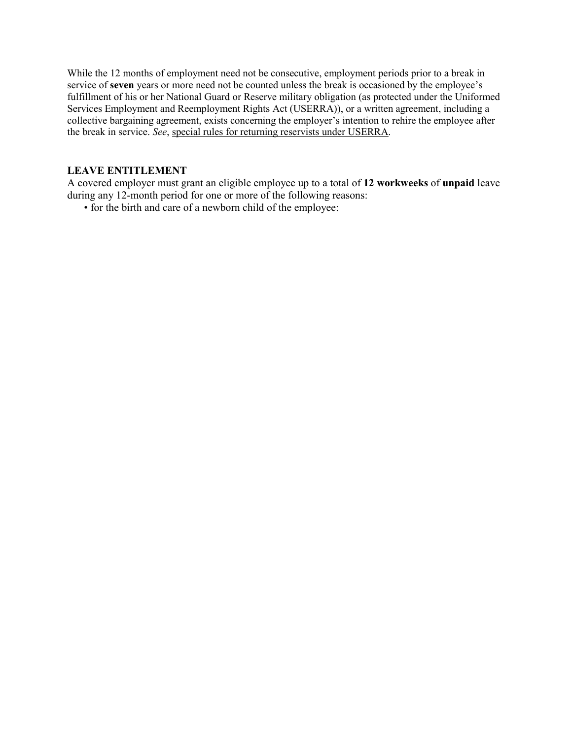While the 12 months of employment need not be consecutive, employment periods prior to a break in service of **seven** years or more need not be counted unless the break is occasioned by the employee's fulfillment of his or her National Guard or Reserve military obligation (as protected under the Uniformed Services Employment and Reemployment Rights Act (USERRA)), or a written agreement, including a collective bargaining agreement, exists concerning the employer's intention to rehire the employee after the break in service. *See*, special rules for returning reservists under USERRA.

## LEAVE ENTITLEMENT

A covered employer must grant an eligible employee up to a total of **12 workweeks** of **unpaid** leave during any 12-month period for one or more of the following reasons:

- for the birth and care of a newborn child of the employee: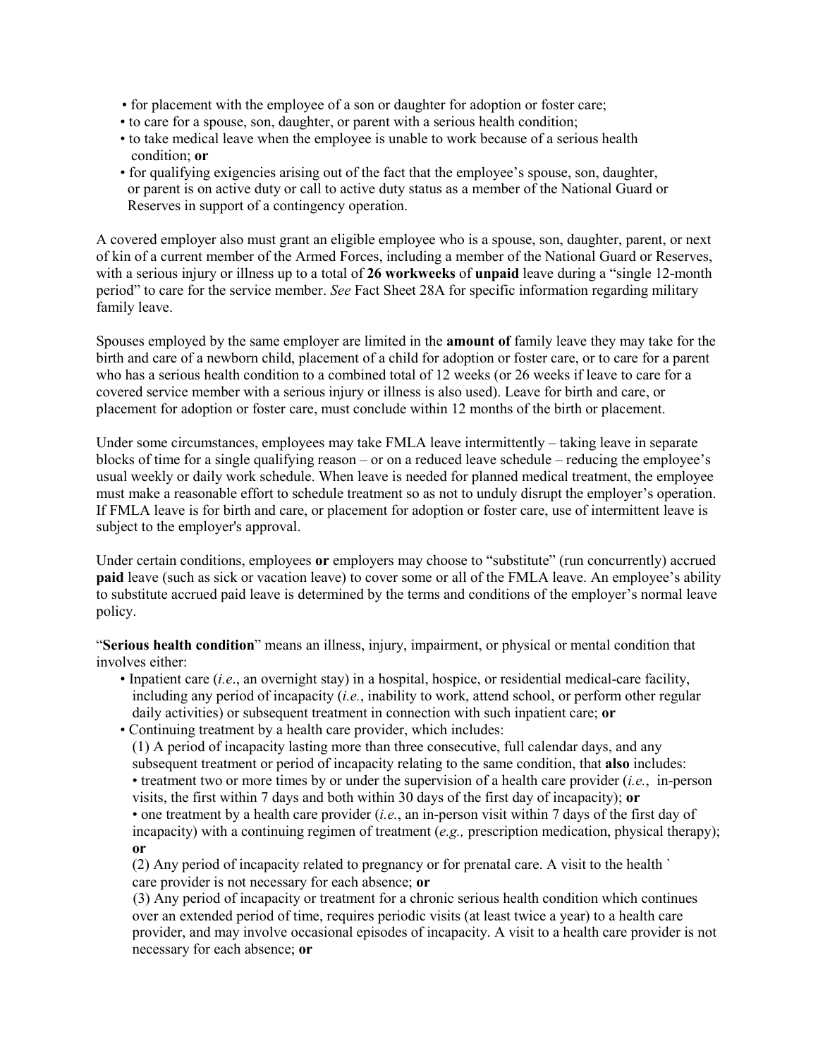- for placement with the employee of a son or daughter for adoption or foster care;
- to care for a spouse, son, daughter, or parent with a serious health condition;
- to take medical leave when the employee is unable to work because of a serious health condition; **or**
- for qualifying exigencies arising out of the fact that the employee's spouse, son, daughter, or parent is on active duty or call to active duty status as a member of the National Guard or Reserves in support of a contingency operation.

A covered employer also must grant an eligible employee who is a spouse, son, daughter, parent, or next of kin of a current member of the Armed Forces, including a member of the National Guard or Reserves, with a serious injury or illness up to a total of **26 workweeks** of **unpaid** leave during a "single 12-month period" to care for the service member. *See* Fact Sheet 28A for specific information regarding military family leave.

Spouses employed by the same employer are limited in the **amount of** family leave they may take for the birth and care of a newborn child, placement of a child for adoption or foster care, or to care for a parent who has a serious health condition to a combined total of 12 weeks (or 26 weeks if leave to care for a covered service member with a serious injury or illness is also used). Leave for birth and care, or placement for adoption or foster care, must conclude within 12 months of the birth or placement.

Under some circumstances, employees may take FMLA leave intermittently – taking leave in separate blocks of time for a single qualifying reason – or on a reduced leave schedule – reducing the employee's usual weekly or daily work schedule. When leave is needed for planned medical treatment, the employee must make a reasonable effort to schedule treatment so as not to unduly disrupt the employer's operation. If FMLA leave is for birth and care, or placement for adoption or foster care, use of intermittent leave is subject to the employer's approval.

Under certain conditions, employees **or** employers may choose to "substitute" (run concurrently) accrued **paid** leave (such as sick or vacation leave) to cover some or all of the FMLA leave. An employee's ability to substitute accrued paid leave is determined by the terms and conditions of the employer's normal leave policy.

"**Serious health condition**" means an illness, injury, impairment, or physical or mental condition that involves either:

- Inpatient care (*i.e*., an overnight stay) in a hospital, hospice, or residential medical-care facility, including any period of incapacity (*i.e.*, inability to work, attend school, or perform other regular daily activities) or subsequent treatment in connection with such inpatient care; **or**
- Continuing treatment by a health care provider, which includes:

  (1) A period of incapacity lasting more than three consecutive, full calendar days, and any subsequent treatment or period of incapacity relating to the same condition, that **also** includes:
  - treatment two or more times by or under the supervision of a health care provider (*i.e.*, in-person visits, the first within 7 days and both within 30 days of the first day of incapacity); **or**
  - one treatment by a health care provider (*i.e.*, an in-person visit within 7 days of the first day of incapacity) with a continuing regimen of treatment (*e.g.,* prescription medication, physical therapy); **or**

  (2) Any period of incapacity related to pregnancy or for prenatal care. A visit to the health ` care provider is not necessary for each absence; **or**

  (3) Any period of incapacity or treatment for a chronic serious health condition which continues over an extended period of time, requires periodic visits (at least twice a year) to a health care provider, and may involve occasional episodes of incapacity. A visit to a health care provider is not necessary for each absence; **or**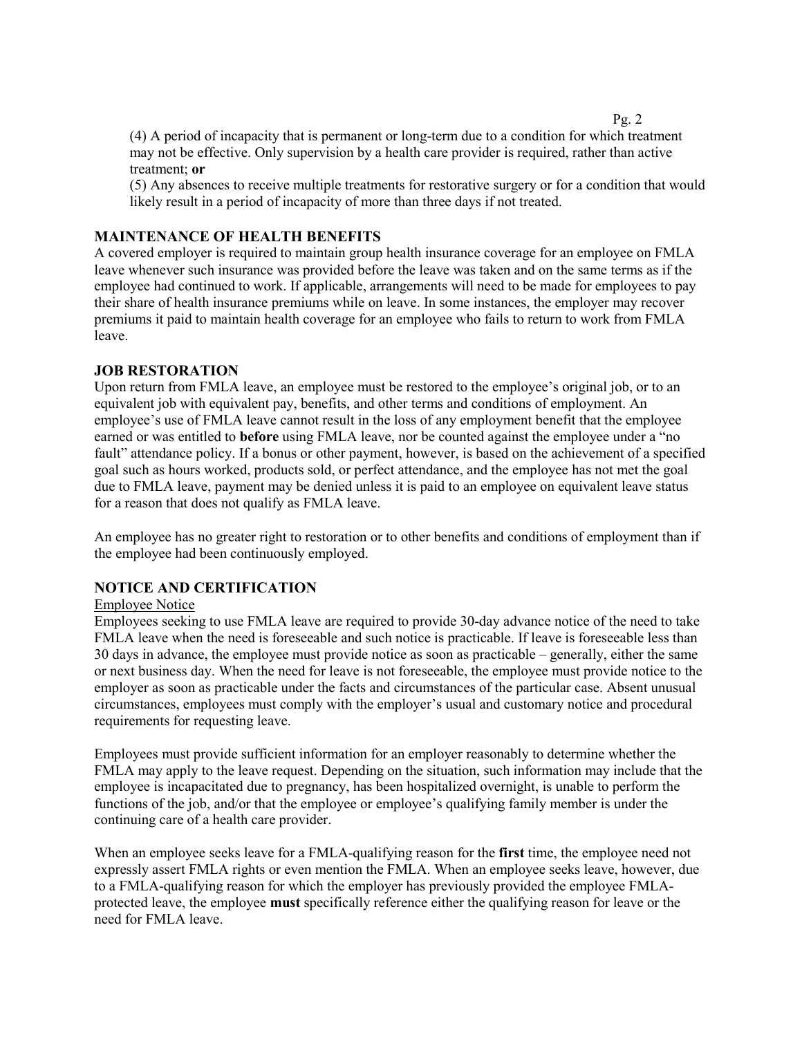(4) A period of incapacity that is permanent or long-term due to a condition for which treatment may not be effective. Only supervision by a health care provider is required, rather than active treatment; **or**

(5) Any absences to receive multiple treatments for restorative surgery or for a condition that would likely result in a period of incapacity of more than three days if not treated.

## MAINTENANCE OF HEALTH BENEFITS

A covered employer is required to maintain group health insurance coverage for an employee on FMLA leave whenever such insurance was provided before the leave was taken and on the same terms as if the employee had continued to work. If applicable, arrangements will need to be made for employees to pay their share of health insurance premiums while on leave. In some instances, the employer may recover premiums it paid to maintain health coverage for an employee who fails to return to work from FMLA leave.

## JOB RESTORATION

Upon return from FMLA leave, an employee must be restored to the employee's original job, or to an equivalent job with equivalent pay, benefits, and other terms and conditions of employment. An employee's use of FMLA leave cannot result in the loss of any employment benefit that the employee earned or was entitled to **before** using FMLA leave, nor be counted against the employee under a "no fault" attendance policy. If a bonus or other payment, however, is based on the achievement of a specified goal such as hours worked, products sold, or perfect attendance, and the employee has not met the goal due to FMLA leave, payment may be denied unless it is paid to an employee on equivalent leave status for a reason that does not qualify as FMLA leave.

An employee has no greater right to restoration or to other benefits and conditions of employment than if the employee had been continuously employed.

## NOTICE AND CERTIFICATION

Employee Notice

Employees seeking to use FMLA leave are required to provide 30-day advance notice of the need to take FMLA leave when the need is foreseeable and such notice is practicable. If leave is foreseeable less than 30 days in advance, the employee must provide notice as soon as practicable – generally, either the same or next business day. When the need for leave is not foreseeable, the employee must provide notice to the employer as soon as practicable under the facts and circumstances of the particular case. Absent unusual circumstances, employees must comply with the employer's usual and customary notice and procedural requirements for requesting leave.

Employees must provide sufficient information for an employer reasonably to determine whether the FMLA may apply to the leave request. Depending on the situation, such information may include that the employee is incapacitated due to pregnancy, has been hospitalized overnight, is unable to perform the functions of the job, and/or that the employee or employee's qualifying family member is under the continuing care of a health care provider.

When an employee seeks leave for a FMLA-qualifying reason for the **first** time, the employee need not expressly assert FMLA rights or even mention the FMLA. When an employee seeks leave, however, due to a FMLA-qualifying reason for which the employer has previously provided the employee FMLA-protected leave, the employee **must** specifically reference either the qualifying reason for leave or the need for FMLA leave.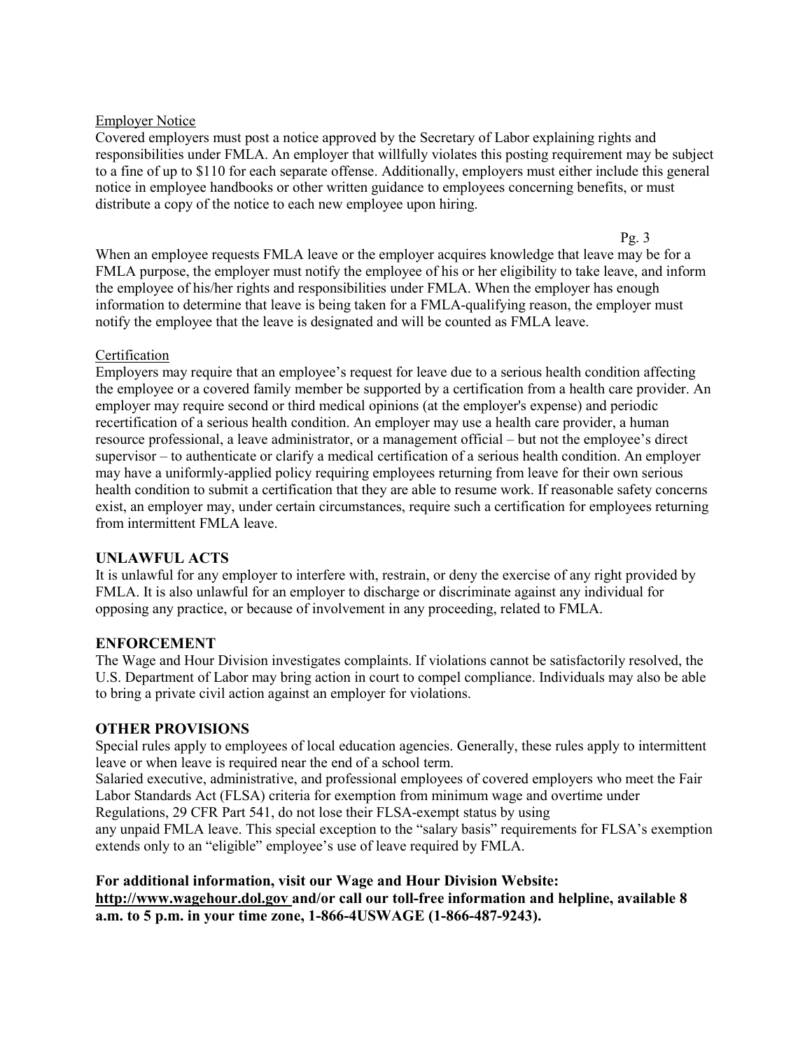Employer Notice

Covered employers must post a notice approved by the Secretary of Labor explaining rights and responsibilities under FMLA. An employer that willfully violates this posting requirement may be subject to a fine of up to $110 for each separate offense. Additionally, employers must either include this general notice in employee handbooks or other written guidance to employees concerning benefits, or must distribute a copy of the notice to each new employee upon hiring.

When an employee requests FMLA leave or the employer acquires knowledge that leave may be for a FMLA purpose, the employer must notify the employee of his or her eligibility to take leave, and inform the employee of his/her rights and responsibilities under FMLA. When the employer has enough information to determine that leave is being taken for a FMLA-qualifying reason, the employer must notify the employee that the leave is designated and will be counted as FMLA leave.

Certification

Employers may require that an employee's request for leave due to a serious health condition affecting the employee or a covered family member be supported by a certification from a health care provider. An employer may require second or third medical opinions (at the employer's expense) and periodic recertification of a serious health condition. An employer may use a health care provider, a human resource professional, a leave administrator, or a management official – but not the employee's direct supervisor – to authenticate or clarify a medical certification of a serious health condition. An employer may have a uniformly-applied policy requiring employees returning from leave for their own serious health condition to submit a certification that they are able to resume work. If reasonable safety concerns exist, an employer may, under certain circumstances, require such a certification for employees returning from intermittent FMLA leave.

## UNLAWFUL ACTS

It is unlawful for any employer to interfere with, restrain, or deny the exercise of any right provided by FMLA. It is also unlawful for an employer to discharge or discriminate against any individual for opposing any practice, or because of involvement in any proceeding, related to FMLA.

## ENFORCEMENT

The Wage and Hour Division investigates complaints. If violations cannot be satisfactorily resolved, the U.S. Department of Labor may bring action in court to compel compliance. Individuals may also be able to bring a private civil action against an employer for violations.

## OTHER PROVISIONS

Special rules apply to employees of local education agencies. Generally, these rules apply to intermittent leave or when leave is required near the end of a school term.

Salaried executive, administrative, and professional employees of covered employers who meet the Fair Labor Standards Act (FLSA) criteria for exemption from minimum wage and overtime under Regulations, 29 CFR Part 541, do not lose their FLSA-exempt status by using any unpaid FMLA leave. This special exception to the "salary basis" requirements for FLSA's exemption extends only to an "eligible" employee's use of leave required by FMLA.

**For additional information, visit our Wage and Hour Division Website: http://www.wagehour.dol.gov and/or call our toll-free information and helpline, available 8 a.m. to 5 p.m. in your time zone, 1-866-4USWAGE (1-866-487-9243).**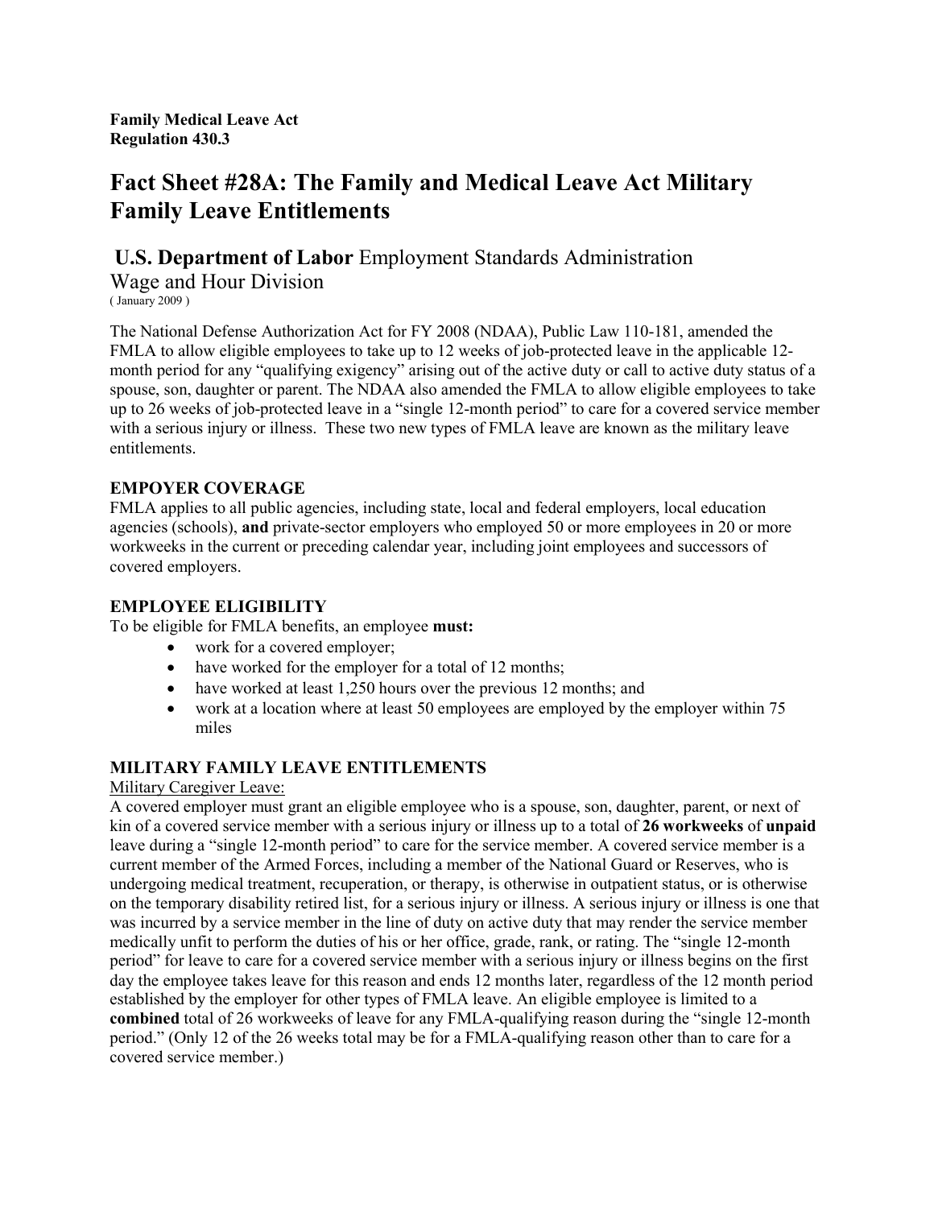**Family Medical Leave Act**
**Regulation 430.3**

# Fact Sheet #28A: The Family and Medical Leave Act Military Family Leave Entitlements

## **U.S. Department of Labor** Employment Standards Administration Wage and Hour Division

( January 2009 )

The National Defense Authorization Act for FY 2008 (NDAA), Public Law 110-181, amended the FMLA to allow eligible employees to take up to 12 weeks of job-protected leave in the applicable 12-month period for any "qualifying exigency" arising out of the active duty or call to active duty status of a spouse, son, daughter or parent. The NDAA also amended the FMLA to allow eligible employees to take up to 26 weeks of job-protected leave in a "single 12-month period" to care for a covered service member with a serious injury or illness. These two new types of FMLA leave are known as the military leave entitlements.

### EMPOYER COVERAGE

FMLA applies to all public agencies, including state, local and federal employers, local education agencies (schools), **and** private-sector employers who employed 50 or more employees in 20 or more workweeks in the current or preceding calendar year, including joint employees and successors of covered employers.

### EMPLOYEE ELIGIBILITY

To be eligible for FMLA benefits, an employee **must:**

- work for a covered employer;
- have worked for the employer for a total of 12 months;
- have worked at least 1,250 hours over the previous 12 months; and
- work at a location where at least 50 employees are employed by the employer within 75 miles

### MILITARY FAMILY LEAVE ENTITLEMENTS

Military Caregiver Leave:

A covered employer must grant an eligible employee who is a spouse, son, daughter, parent, or next of kin of a covered service member with a serious injury or illness up to a total of **26 workweeks** of **unpaid** leave during a "single 12-month period" to care for the service member. A covered service member is a current member of the Armed Forces, including a member of the National Guard or Reserves, who is undergoing medical treatment, recuperation, or therapy, is otherwise in outpatient status, or is otherwise on the temporary disability retired list, for a serious injury or illness. A serious injury or illness is one that was incurred by a service member in the line of duty on active duty that may render the service member medically unfit to perform the duties of his or her office, grade, rank, or rating. The "single 12-month period" for leave to care for a covered service member with a serious injury or illness begins on the first day the employee takes leave for this reason and ends 12 months later, regardless of the 12 month period established by the employer for other types of FMLA leave. An eligible employee is limited to a **combined** total of 26 workweeks of leave for any FMLA-qualifying reason during the "single 12-month period." (Only 12 of the 26 weeks total may be for a FMLA-qualifying reason other than to care for a covered service member.)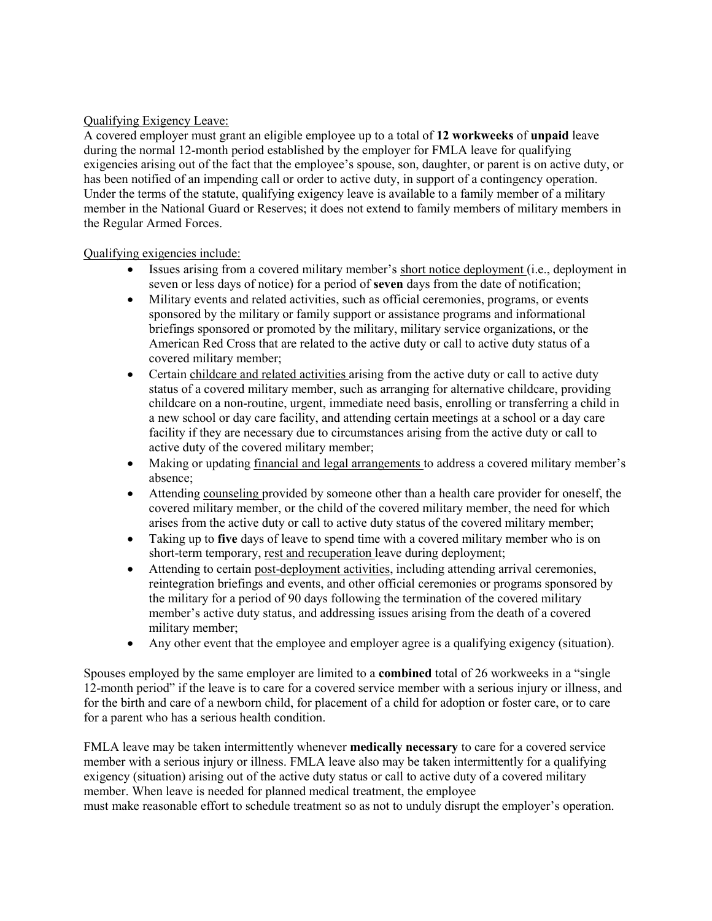Qualifying Exigency Leave:

A covered employer must grant an eligible employee up to a total of **12 workweeks** of **unpaid** leave during the normal 12-month period established by the employer for FMLA leave for qualifying exigencies arising out of the fact that the employee's spouse, son, daughter, or parent is on active duty, or has been notified of an impending call or order to active duty, in support of a contingency operation. Under the terms of the statute, qualifying exigency leave is available to a family member of a military member in the National Guard or Reserves; it does not extend to family members of military members in the Regular Armed Forces.

Qualifying exigencies include:

- Issues arising from a covered military member's short notice deployment (i.e., deployment in seven or less days of notice) for a period of **seven** days from the date of notification;
- Military events and related activities, such as official ceremonies, programs, or events sponsored by the military or family support or assistance programs and informational briefings sponsored or promoted by the military, military service organizations, or the American Red Cross that are related to the active duty or call to active duty status of a covered military member;
- Certain childcare and related activities arising from the active duty or call to active duty status of a covered military member, such as arranging for alternative childcare, providing childcare on a non-routine, urgent, immediate need basis, enrolling or transferring a child in a new school or day care facility, and attending certain meetings at a school or a day care facility if they are necessary due to circumstances arising from the active duty or call to active duty of the covered military member;
- Making or updating financial and legal arrangements to address a covered military member's absence;
- Attending counseling provided by someone other than a health care provider for oneself, the covered military member, or the child of the covered military member, the need for which arises from the active duty or call to active duty status of the covered military member;
- Taking up to **five** days of leave to spend time with a covered military member who is on short-term temporary, rest and recuperation leave during deployment;
- Attending to certain post-deployment activities, including attending arrival ceremonies, reintegration briefings and events, and other official ceremonies or programs sponsored by the military for a period of 90 days following the termination of the covered military member's active duty status, and addressing issues arising from the death of a covered military member;
- Any other event that the employee and employer agree is a qualifying exigency (situation).

Spouses employed by the same employer are limited to a **combined** total of 26 workweeks in a "single 12-month period" if the leave is to care for a covered service member with a serious injury or illness, and for the birth and care of a newborn child, for placement of a child for adoption or foster care, or to care for a parent who has a serious health condition.

FMLA leave may be taken intermittently whenever **medically necessary** to care for a covered service member with a serious injury or illness. FMLA leave also may be taken intermittently for a qualifying exigency (situation) arising out of the active duty status or call to active duty of a covered military member. When leave is needed for planned medical treatment, the employee must make reasonable effort to schedule treatment so as not to unduly disrupt the employer's operation.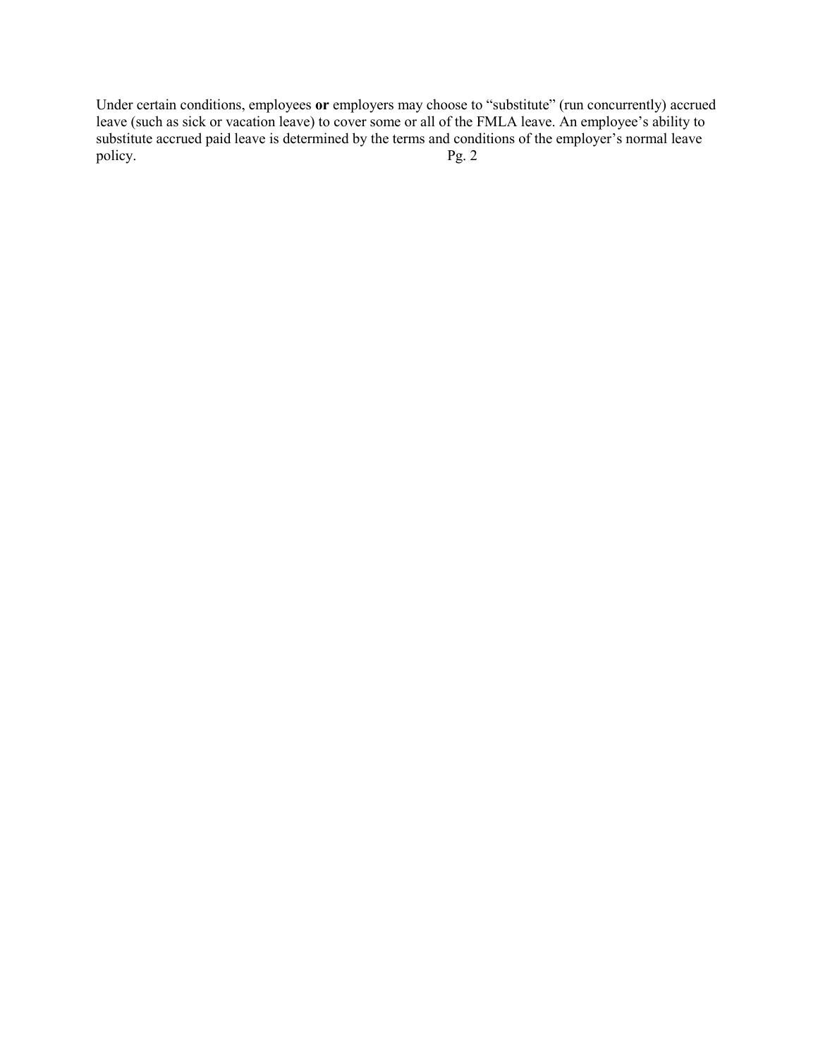Under certain conditions, employees **or** employers may choose to "substitute" (run concurrently) accrued leave (such as sick or vacation leave) to cover some or all of the FMLA leave. An employee's ability to substitute accrued paid leave is determined by the terms and conditions of the employer's normal leave policy.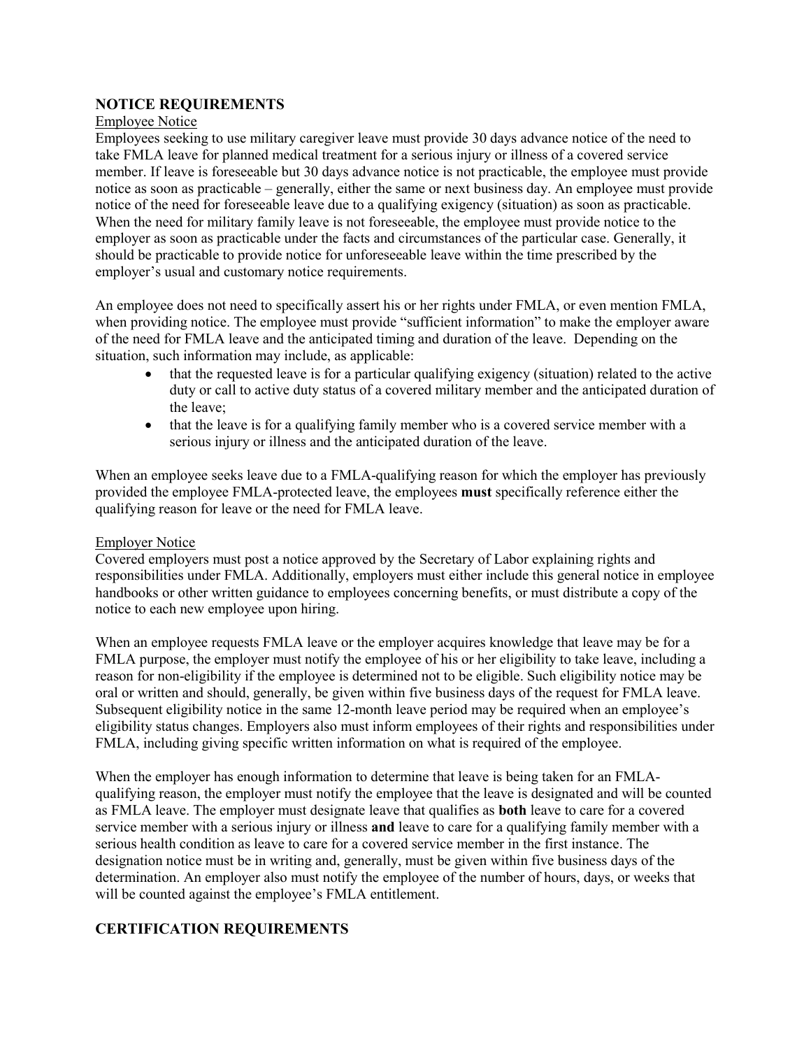## NOTICE REQUIREMENTS

Employee Notice

Employees seeking to use military caregiver leave must provide 30 days advance notice of the need to take FMLA leave for planned medical treatment for a serious injury or illness of a covered service member. If leave is foreseeable but 30 days advance notice is not practicable, the employee must provide notice as soon as practicable – generally, either the same or next business day. An employee must provide notice of the need for foreseeable leave due to a qualifying exigency (situation) as soon as practicable. When the need for military family leave is not foreseeable, the employee must provide notice to the employer as soon as practicable under the facts and circumstances of the particular case. Generally, it should be practicable to provide notice for unforeseeable leave within the time prescribed by the employer's usual and customary notice requirements.

An employee does not need to specifically assert his or her rights under FMLA, or even mention FMLA, when providing notice. The employee must provide "sufficient information" to make the employer aware of the need for FMLA leave and the anticipated timing and duration of the leave. Depending on the situation, such information may include, as applicable:

- that the requested leave is for a particular qualifying exigency (situation) related to the active duty or call to active duty status of a covered military member and the anticipated duration of the leave;
- that the leave is for a qualifying family member who is a covered service member with a serious injury or illness and the anticipated duration of the leave.

When an employee seeks leave due to a FMLA-qualifying reason for which the employer has previously provided the employee FMLA-protected leave, the employees **must** specifically reference either the qualifying reason for leave or the need for FMLA leave.

Employer Notice

Covered employers must post a notice approved by the Secretary of Labor explaining rights and responsibilities under FMLA. Additionally, employers must either include this general notice in employee handbooks or other written guidance to employees concerning benefits, or must distribute a copy of the notice to each new employee upon hiring.

When an employee requests FMLA leave or the employer acquires knowledge that leave may be for a FMLA purpose, the employer must notify the employee of his or her eligibility to take leave, including a reason for non-eligibility if the employee is determined not to be eligible. Such eligibility notice may be oral or written and should, generally, be given within five business days of the request for FMLA leave. Subsequent eligibility notice in the same 12-month leave period may be required when an employee's eligibility status changes. Employers also must inform employees of their rights and responsibilities under FMLA, including giving specific written information on what is required of the employee.

When the employer has enough information to determine that leave is being taken for an FMLA-qualifying reason, the employer must notify the employee that the leave is designated and will be counted as FMLA leave. The employer must designate leave that qualifies as **both** leave to care for a covered service member with a serious injury or illness **and** leave to care for a qualifying family member with a serious health condition as leave to care for a covered service member in the first instance. The designation notice must be in writing and, generally, must be given within five business days of the determination. An employer also must notify the employee of the number of hours, days, or weeks that will be counted against the employee's FMLA entitlement.

## CERTIFICATION REQUIREMENTS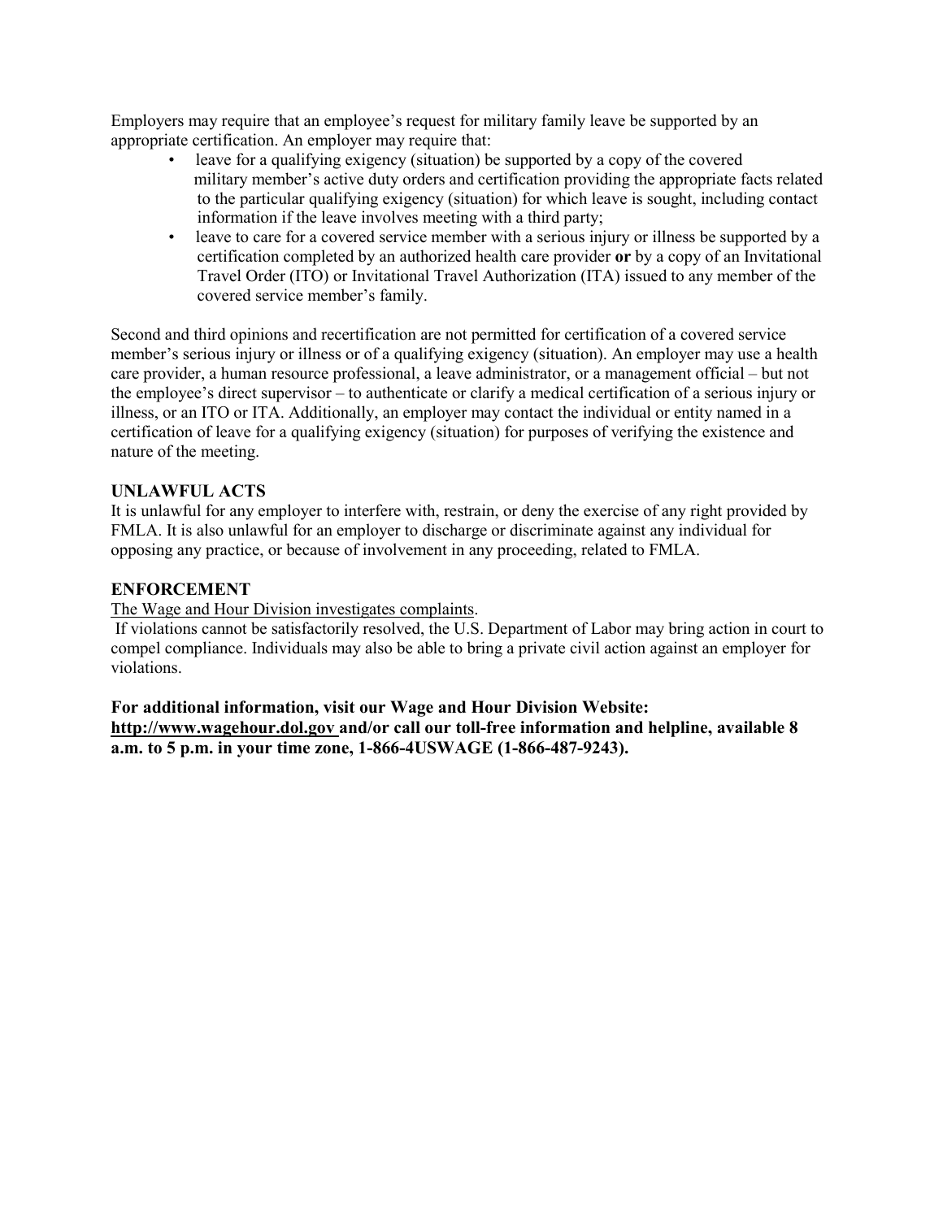Employers may require that an employee's request for military family leave be supported by an appropriate certification. An employer may require that:

- leave for a qualifying exigency (situation) be supported by a copy of the covered military member's active duty orders and certification providing the appropriate facts related to the particular qualifying exigency (situation) for which leave is sought, including contact information if the leave involves meeting with a third party;
- leave to care for a covered service member with a serious injury or illness be supported by a certification completed by an authorized health care provider **or** by a copy of an Invitational Travel Order (ITO) or Invitational Travel Authorization (ITA) issued to any member of the covered service member's family.

Second and third opinions and recertification are not permitted for certification of a covered service member's serious injury or illness or of a qualifying exigency (situation). An employer may use a health care provider, a human resource professional, a leave administrator, or a management official – but not the employee's direct supervisor – to authenticate or clarify a medical certification of a serious injury or illness, or an ITO or ITA. Additionally, an employer may contact the individual or entity named in a certification of leave for a qualifying exigency (situation) for purposes of verifying the existence and nature of the meeting.

**UNLAWFUL ACTS**

It is unlawful for any employer to interfere with, restrain, or deny the exercise of any right provided by FMLA. It is also unlawful for an employer to discharge or discriminate against any individual for opposing any practice, or because of involvement in any proceeding, related to FMLA.

**ENFORCEMENT**

The Wage and Hour Division investigates complaints.

If violations cannot be satisfactorily resolved, the U.S. Department of Labor may bring action in court to compel compliance. Individuals may also be able to bring a private civil action against an employer for violations.

**For additional information, visit our Wage and Hour Division Website: http://www.wagehour.dol.gov and/or call our toll-free information and helpline, available 8 a.m. to 5 p.m. in your time zone, 1-866-4USWAGE (1-866-487-9243).**